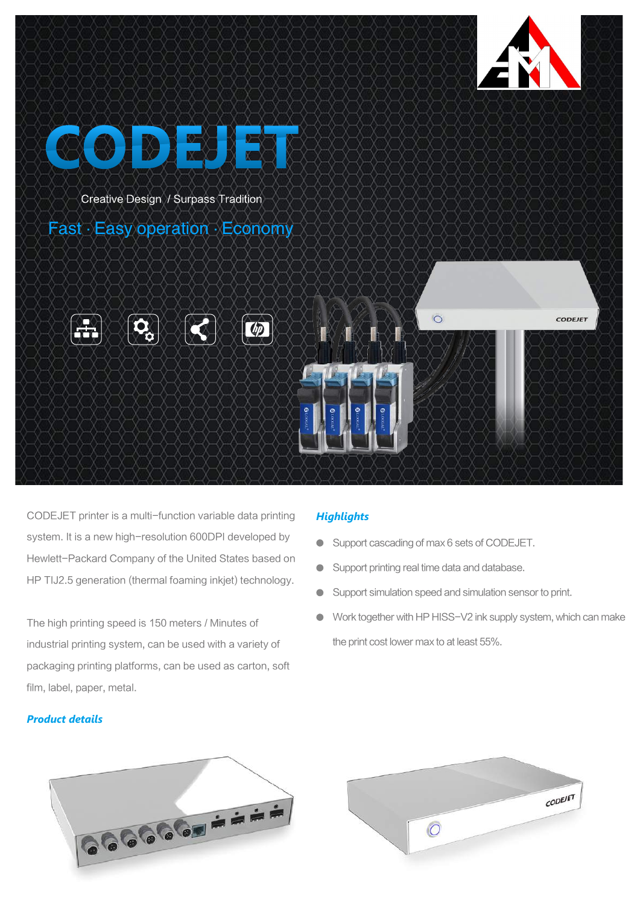# CODEJET

Creative Design / Surpass Tradition

Fast · Easy operation · Economy

CODEJET printer is a multi−function variable data printing system. It is a new high−resolution 600DPI developed by Hewlett−Packard Company of the United States based on HP TIJ2.5 generation (thermal foaming inkjet) technology.

The high printing speed is 150 meters / Minutes of industrial printing system, can be used with a variety of packaging printing platforms, can be used as carton, soft film, label, paper, metal.

## *Highlights*

- Support cascading of max 6 sets of CODEJET.
- Support printing real time data and database.
- Support simulation speed and simulation sensor to print.
- Work together with HP HISS−V2 ink supply system, which can make the print cost lower max to at least 55%.

## *Product details*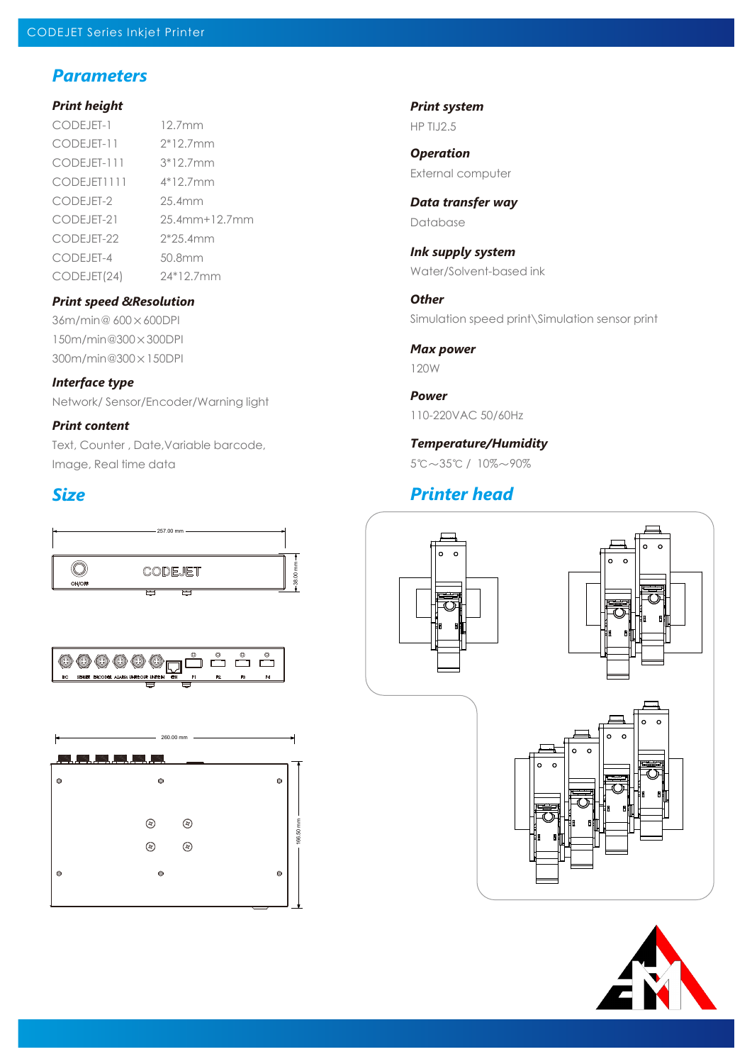## Parameters

### Print height

| | |
|---|---|
| CODEJET-1 | 12.7mm |
| CODEJET-11 | 2*12.7mm |
| CODEJET-111 | 3*12.7mm |
| CODEJET1111 | 4*12.7mm |
| CODEJET-2 | 25.4mm |
| CODEJET-21 | 25.4mm+12.7mm |
| CODEJET-22 | 2*25.4mm |
| CODEJET-4 | 50.8mm |
| CODEJET(24) | 24*12.7mm |

### Print speed &Resolution

36m/min@ 600×600DPI
150m/min@300×300DPI
300m/min@300×150DPI

### Interface type

Network/ Sensor/Encoder/Warning light

### Print content

Text, Counter , Date,Variable barcode, Image, Real time data

### Print system

HP TIJ2.5

### Operation

External computer

### Data transfer way

Database

### Ink supply system

Water/Solvent-based ink

### Other

Simulation speed print\Simulation sensor print

### Max power

120W

### Power

110-220VAC 50/60Hz

### Temperature/Humidity

5℃～35℃ / 10%～90%

## Size

257.00 mm

38.00 mm

ON/OFF

CODEJET

DC SENSOR ENCODER ALARM UNREOUT UNREIN ETH P1 P2 P3 P4

260.00 mm

166.50 mm

## Printer head